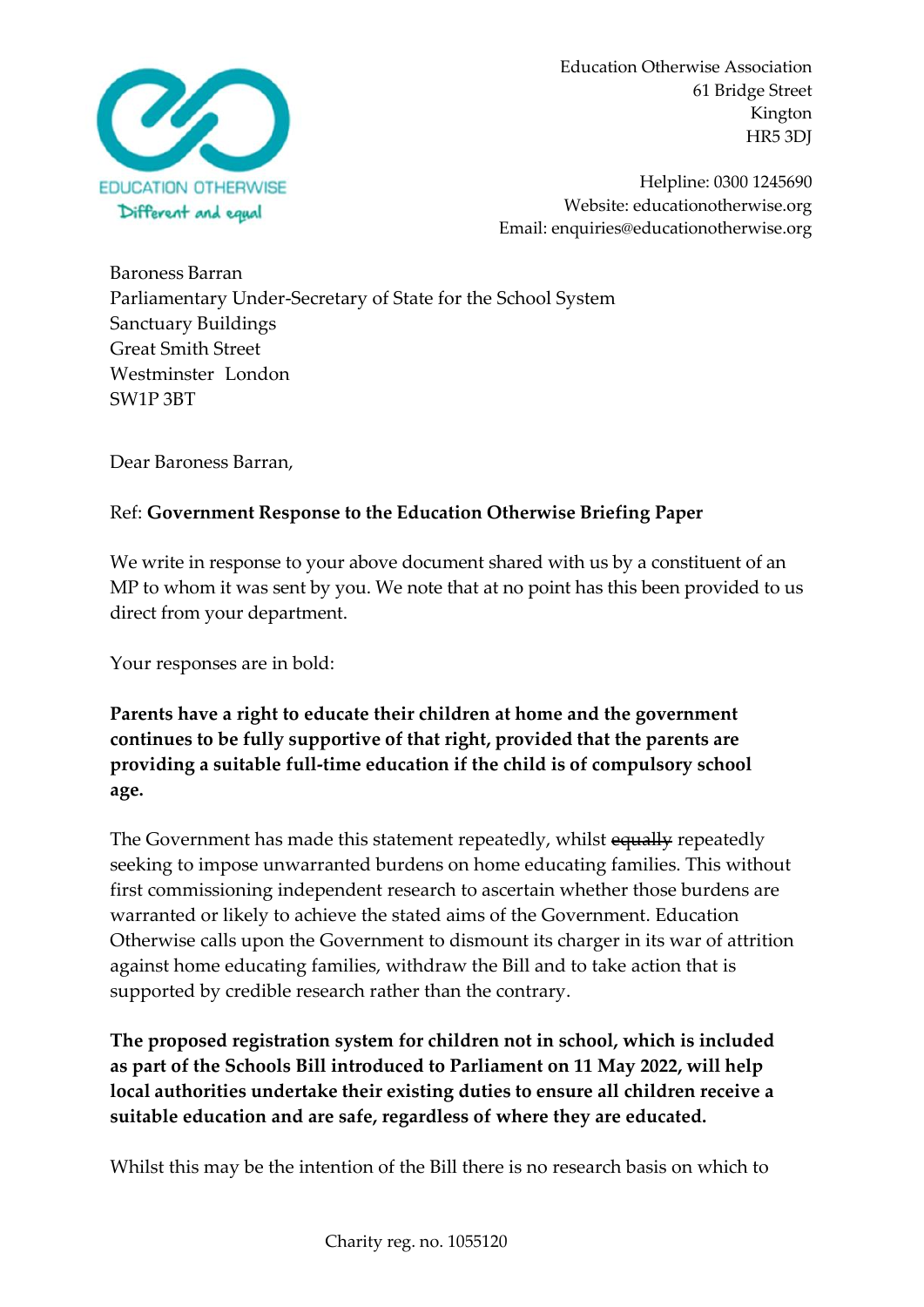EDUCATION OTHERWISE
Different and equal

Education Otherwise Association
61 Bridge Street
Kington
HR5 3DJ

Helpline: 0300 1245690
Website: educationotherwise.org
Email: enquiries@educationotherwise.org

Baroness Barran
Parliamentary Under-Secretary of State for the School System
Sanctuary Buildings
Great Smith Street
Westminster London
SW1P 3BT

Dear Baroness Barran,

Ref: **Government Response to the Education Otherwise Briefing Paper**

We write in response to your above document shared with us by a constituent of an MP to whom it was sent by you. We note that at no point has this been provided to us direct from your department.

Your responses are in bold:

**Parents have a right to educate their children at home and the government continues to be fully supportive of that right, provided that the parents are providing a suitable full-time education if the child is of compulsory school age.**

The Government has made this statement repeatedly, whilst ~~equally~~ repeatedly seeking to impose unwarranted burdens on home educating families. This without first commissioning independent research to ascertain whether those burdens are warranted or likely to achieve the stated aims of the Government. Education Otherwise calls upon the Government to dismount its charger in its war of attrition against home educating families, withdraw the Bill and to take action that is supported by credible research rather than the contrary.

**The proposed registration system for children not in school, which is included as part of the Schools Bill introduced to Parliament on 11 May 2022, will help local authorities undertake their existing duties to ensure all children receive a suitable education and are safe, regardless of where they are educated.**

Whilst this may be the intention of the Bill there is no research basis on which to

Charity reg. no. 1055120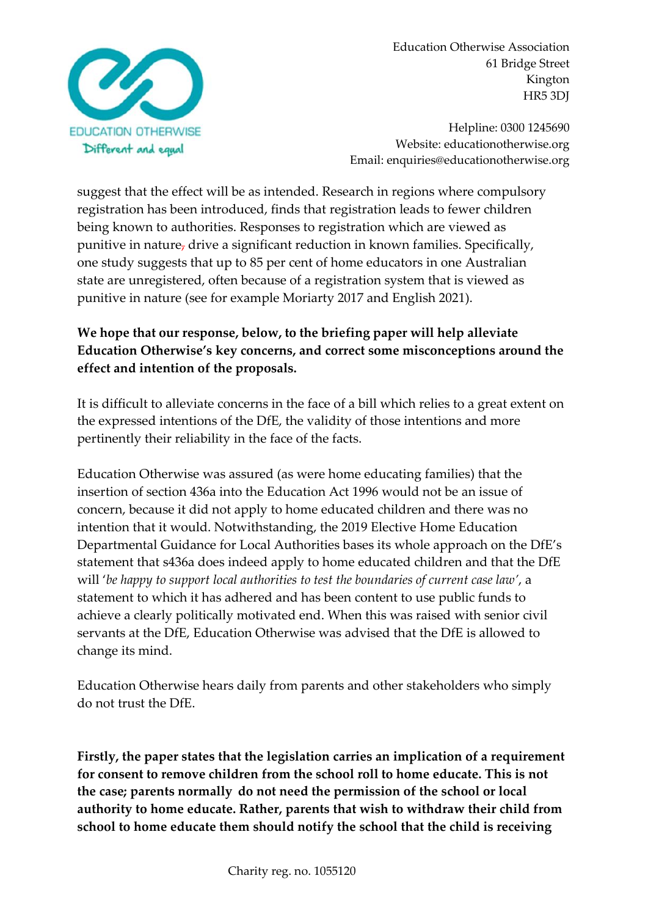suggest that the effect will be as intended. Research in regions where compulsory registration has been introduced, finds that registration leads to fewer children being known to authorities. Responses to registration which are viewed as punitive in nature, drive a significant reduction in known families. Specifically, one study suggests that up to 85 per cent of home educators in one Australian state are unregistered, often because of a registration system that is viewed as punitive in nature (see for example Moriarty 2017 and English 2021).

**We hope that our response, below, to the briefing paper will help alleviate Education Otherwise's key concerns, and correct some misconceptions around the effect and intention of the proposals.**

It is difficult to alleviate concerns in the face of a bill which relies to a great extent on the expressed intentions of the DfE, the validity of those intentions and more pertinently their reliability in the face of the facts.

Education Otherwise was assured (as were home educating families) that the insertion of section 436a into the Education Act 1996 would not be an issue of concern, because it did not apply to home educated children and there was no intention that it would. Notwithstanding, the 2019 Elective Home Education Departmental Guidance for Local Authorities bases its whole approach on the DfE's statement that s436a does indeed apply to home educated children and that the DfE will '*be happy to support local authorities to test the boundaries of current case law*', a statement to which it has adhered and has been content to use public funds to achieve a clearly politically motivated end. When this was raised with senior civil servants at the DfE, Education Otherwise was advised that the DfE is allowed to change its mind.

Education Otherwise hears daily from parents and other stakeholders who simply do not trust the DfE.

**Firstly, the paper states that the legislation carries an implication of a requirement for consent to remove children from the school roll to home educate. This is not the case; parents normally do not need the permission of the school or local authority to home educate. Rather, parents that wish to withdraw their child from school to home educate them should notify the school that the child is receiving**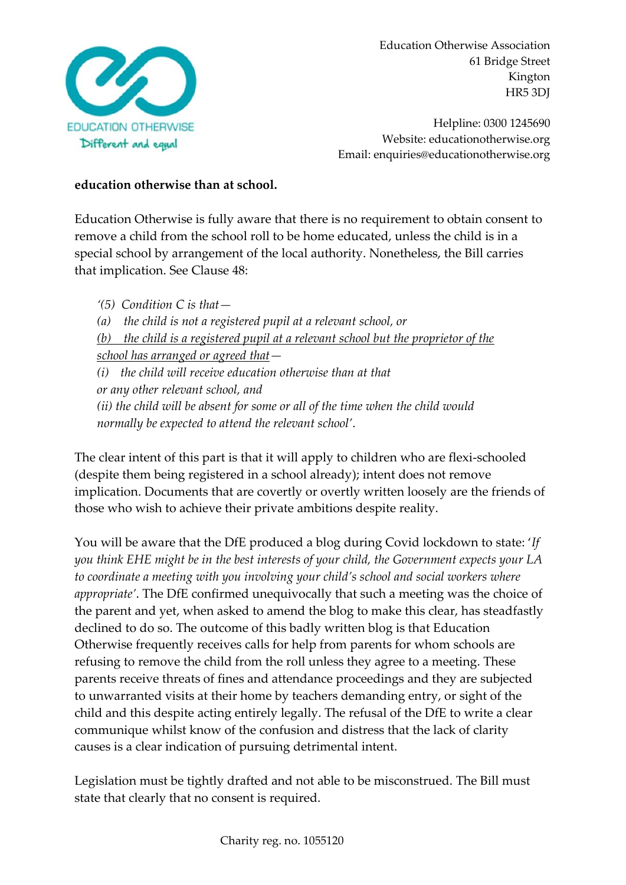Education Otherwise Association
61 Bridge Street
Kington
HR5 3DJ

Helpline: 0300 1245690
Website: educationotherwise.org
Email: enquiries@educationotherwise.org

**education otherwise than at school.**

Education Otherwise is fully aware that there is no requirement to obtain consent to remove a child from the school roll to be home educated, unless the child is in a special school by arrangement of the local authority. Nonetheless, the Bill carries that implication. See Clause 48:

> *'(5) Condition C is that—*
> *(a) the child is not a registered pupil at a relevant school, or*
> *<u>(b) the child is a registered pupil at a relevant school but the proprietor of the school has arranged or agreed that</u>—*
> *(i) the child will receive education otherwise than at that or any other relevant school, and*
> *(ii) the child will be absent for some or all of the time when the child would normally be expected to attend the relevant school'.*

The clear intent of this part is that it will apply to children who are flexi-schooled (despite them being registered in a school already); intent does not remove implication. Documents that are covertly or overtly written loosely are the friends of those who wish to achieve their private ambitions despite reality.

You will be aware that the DfE produced a blog during Covid lockdown to state: '*If you think EHE might be in the best interests of your child, the Government expects your LA to coordinate a meeting with you involving your child's school and social workers where appropriate*'. The DfE confirmed unequivocally that such a meeting was the choice of the parent and yet, when asked to amend the blog to make this clear, has steadfastly declined to do so. The outcome of this badly written blog is that Education Otherwise frequently receives calls for help from parents for whom schools are refusing to remove the child from the roll unless they agree to a meeting. These parents receive threats of fines and attendance proceedings and they are subjected to unwarranted visits at their home by teachers demanding entry, or sight of the child and this despite acting entirely legally. The refusal of the DfE to write a clear communique whilst know of the confusion and distress that the lack of clarity causes is a clear indication of pursuing detrimental intent.

Legislation must be tightly drafted and not able to be misconstrued. The Bill must state that clearly that no consent is required.

Charity reg. no. 1055120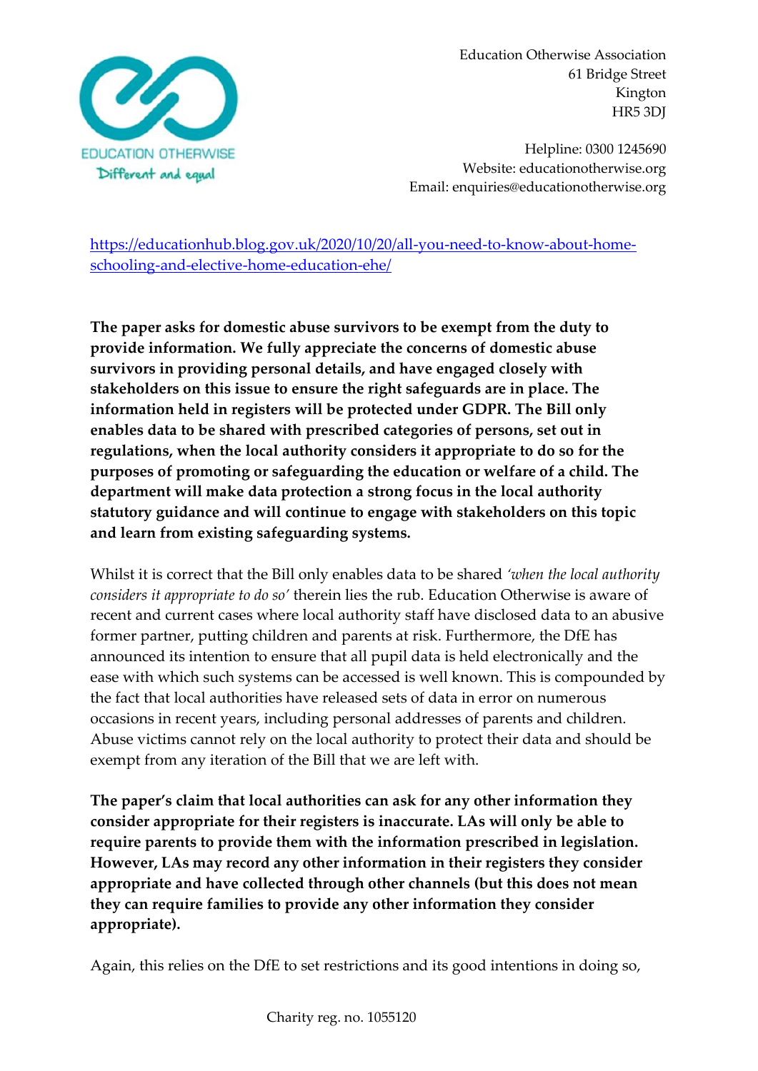Education Otherwise Association
61 Bridge Street
Kington
HR5 3DJ

Helpline: 0300 1245690
Website: educationotherwise.org
Email: enquiries@educationotherwise.org

[https://educationhub.blog.gov.uk/2020/10/20/all-you-need-to-know-about-home-schooling-and-elective-home-education-ehe/](https://educationhub.blog.gov.uk/2020/10/20/all-you-need-to-know-about-home-schooling-and-elective-home-education-ehe/)

**The paper asks for domestic abuse survivors to be exempt from the duty to provide information. We fully appreciate the concerns of domestic abuse survivors in providing personal details, and have engaged closely with stakeholders on this issue to ensure the right safeguards are in place. The information held in registers will be protected under GDPR. The Bill only enables data to be shared with prescribed categories of persons, set out in regulations, when the local authority considers it appropriate to do so for the purposes of promoting or safeguarding the education or welfare of a child. The department will make data protection a strong focus in the local authority statutory guidance and will continue to engage with stakeholders on this topic and learn from existing safeguarding systems.**

Whilst it is correct that the Bill only enables data to be shared *'when the local authority considers it appropriate to do so'* therein lies the rub. Education Otherwise is aware of recent and current cases where local authority staff have disclosed data to an abusive former partner, putting children and parents at risk. Furthermore, the DfE has announced its intention to ensure that all pupil data is held electronically and the ease with which such systems can be accessed is well known. This is compounded by the fact that local authorities have released sets of data in error on numerous occasions in recent years, including personal addresses of parents and children. Abuse victims cannot rely on the local authority to protect their data and should be exempt from any iteration of the Bill that we are left with.

**The paper's claim that local authorities can ask for any other information they consider appropriate for their registers is inaccurate. LAs will only be able to require parents to provide them with the information prescribed in legislation. However, LAs may record any other information in their registers they consider appropriate and have collected through other channels (but this does not mean they can require families to provide any other information they consider appropriate).**

Again, this relies on the DfE to set restrictions and its good intentions in doing so,

Charity reg. no. 1055120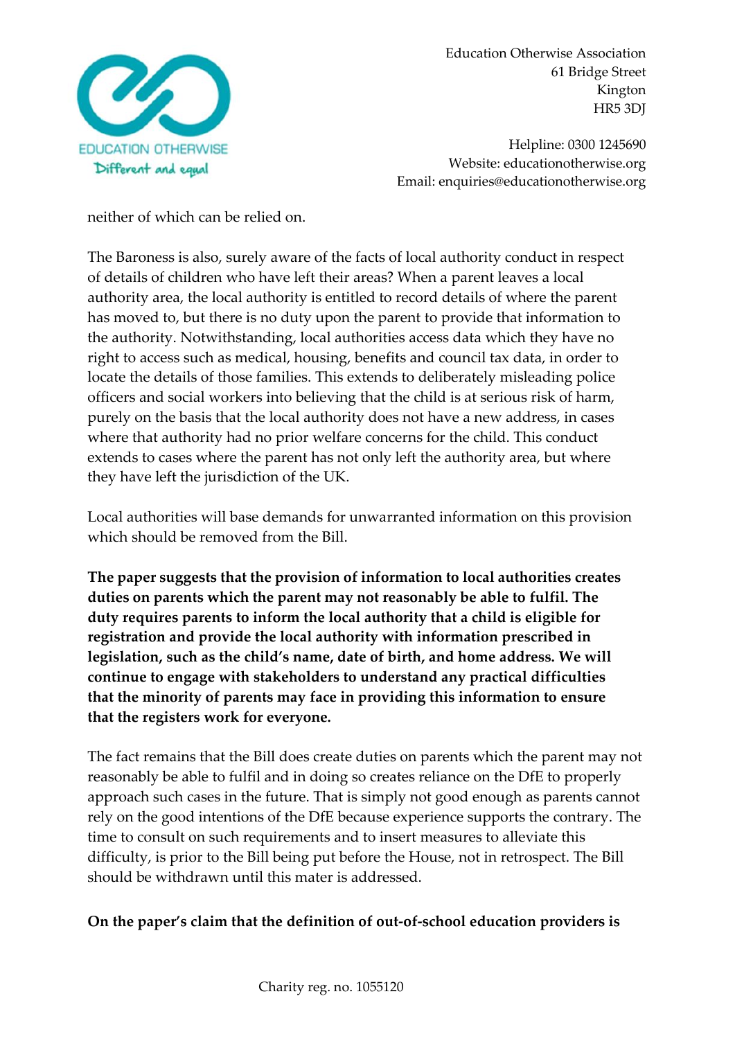neither of which can be relied on.

The Baroness is also, surely aware of the facts of local authority conduct in respect of details of children who have left their areas? When a parent leaves a local authority area, the local authority is entitled to record details of where the parent has moved to, but there is no duty upon the parent to provide that information to the authority. Notwithstanding, local authorities access data which they have no right to access such as medical, housing, benefits and council tax data, in order to locate the details of those families. This extends to deliberately misleading police officers and social workers into believing that the child is at serious risk of harm, purely on the basis that the local authority does not have a new address, in cases where that authority had no prior welfare concerns for the child. This conduct extends to cases where the parent has not only left the authority area, but where they have left the jurisdiction of the UK.

Local authorities will base demands for unwarranted information on this provision which should be removed from the Bill.

**The paper suggests that the provision of information to local authorities creates duties on parents which the parent may not reasonably be able to fulfil. The duty requires parents to inform the local authority that a child is eligible for registration and provide the local authority with information prescribed in legislation, such as the child's name, date of birth, and home address. We will continue to engage with stakeholders to understand any practical difficulties that the minority of parents may face in providing this information to ensure that the registers work for everyone.**

The fact remains that the Bill does create duties on parents which the parent may not reasonably be able to fulfil and in doing so creates reliance on the DfE to properly approach such cases in the future. That is simply not good enough as parents cannot rely on the good intentions of the DfE because experience supports the contrary. The time to consult on such requirements and to insert measures to alleviate this difficulty, is prior to the Bill being put before the House, not in retrospect. The Bill should be withdrawn until this mater is addressed.

**On the paper's claim that the definition of out-of-school education providers is**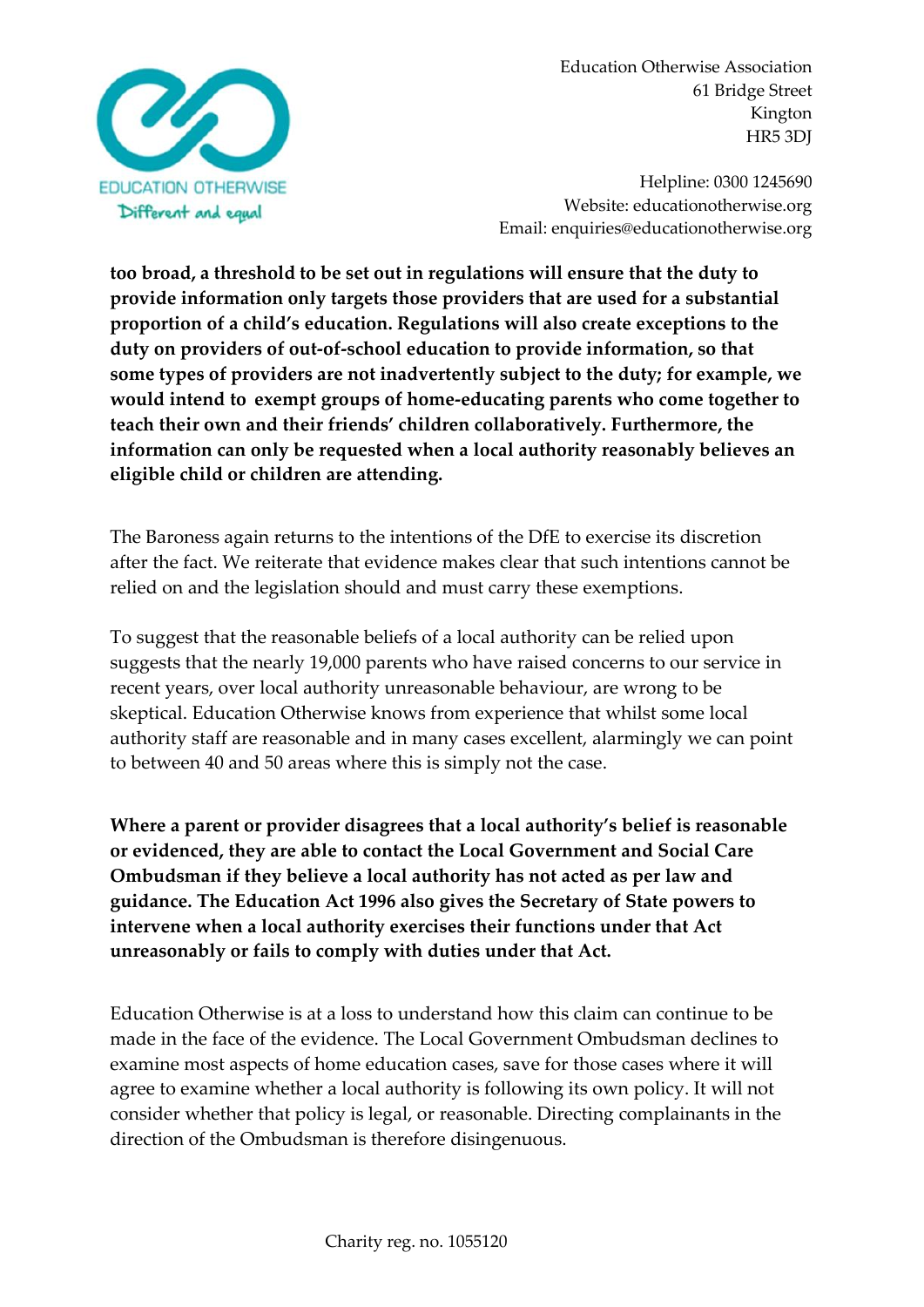**too broad, a threshold to be set out in regulations will ensure that the duty to provide information only targets those providers that are used for a substantial proportion of a child's education. Regulations will also create exceptions to the duty on providers of out-of-school education to provide information, so that some types of providers are not inadvertently subject to the duty; for example, we would intend to exempt groups of home-educating parents who come together to teach their own and their friends' children collaboratively. Furthermore, the information can only be requested when a local authority reasonably believes an eligible child or children are attending.**

The Baroness again returns to the intentions of the DfE to exercise its discretion after the fact. We reiterate that evidence makes clear that such intentions cannot be relied on and the legislation should and must carry these exemptions.

To suggest that the reasonable beliefs of a local authority can be relied upon suggests that the nearly 19,000 parents who have raised concerns to our service in recent years, over local authority unreasonable behaviour, are wrong to be skeptical. Education Otherwise knows from experience that whilst some local authority staff are reasonable and in many cases excellent, alarmingly we can point to between 40 and 50 areas where this is simply not the case.

**Where a parent or provider disagrees that a local authority's belief is reasonable or evidenced, they are able to contact the Local Government and Social Care Ombudsman if they believe a local authority has not acted as per law and guidance. The Education Act 1996 also gives the Secretary of State powers to intervene when a local authority exercises their functions under that Act unreasonably or fails to comply with duties under that Act.**

Education Otherwise is at a loss to understand how this claim can continue to be made in the face of the evidence. The Local Government Ombudsman declines to examine most aspects of home education cases, save for those cases where it will agree to examine whether a local authority is following its own policy. It will not consider whether that policy is legal, or reasonable. Directing complainants in the direction of the Ombudsman is therefore disingenuous.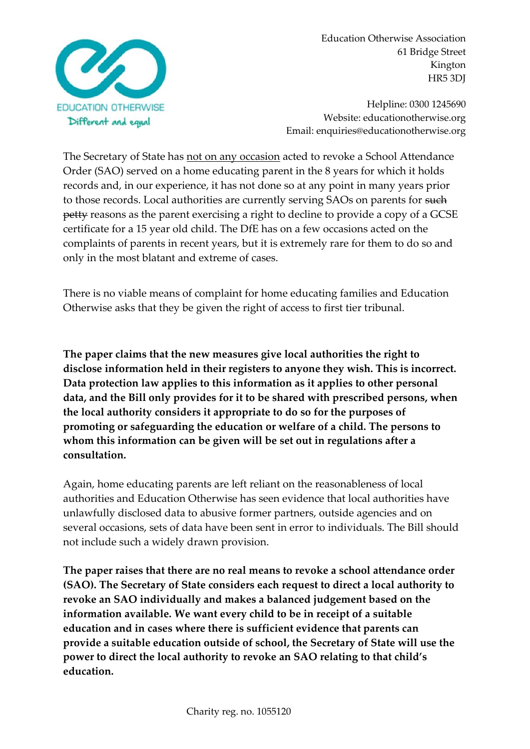Education Otherwise Association
61 Bridge Street
Kington
HR5 3DJ

Helpline: 0300 1245690
Website: educationotherwise.org
Email: enquiries@educationotherwise.org

The Secretary of State has <u>not on any occasion</u> acted to revoke a School Attendance Order (SAO) served on a home educating parent in the 8 years for which it holds records and, in our experience, it has not done so at any point in many years prior to those records. Local authorities are currently serving SAOs on parents for ~~such petty~~ reasons as the parent exercising a right to decline to provide a copy of a GCSE certificate for a 15 year old child. The DfE has on a few occasions acted on the complaints of parents in recent years, but it is extremely rare for them to do so and only in the most blatant and extreme of cases.

There is no viable means of complaint for home educating families and Education Otherwise asks that they be given the right of access to first tier tribunal.

**The paper claims that the new measures give local authorities the right to disclose information held in their registers to anyone they wish. This is incorrect. Data protection law applies to this information as it applies to other personal data, and the Bill only provides for it to be shared with prescribed persons, when the local authority considers it appropriate to do so for the purposes of promoting or safeguarding the education or welfare of a child. The persons to whom this information can be given will be set out in regulations after a consultation.**

Again, home educating parents are left reliant on the reasonableness of local authorities and Education Otherwise has seen evidence that local authorities have unlawfully disclosed data to abusive former partners, outside agencies and on several occasions, sets of data have been sent in error to individuals. The Bill should not include such a widely drawn provision.

**The paper raises that there are no real means to revoke a school attendance order (SAO). The Secretary of State considers each request to direct a local authority to revoke an SAO individually and makes a balanced judgement based on the information available. We want every child to be in receipt of a suitable education and in cases where there is sufficient evidence that parents can provide a suitable education outside of school, the Secretary of State will use the power to direct the local authority to revoke an SAO relating to that child's education.**

Charity reg. no. 1055120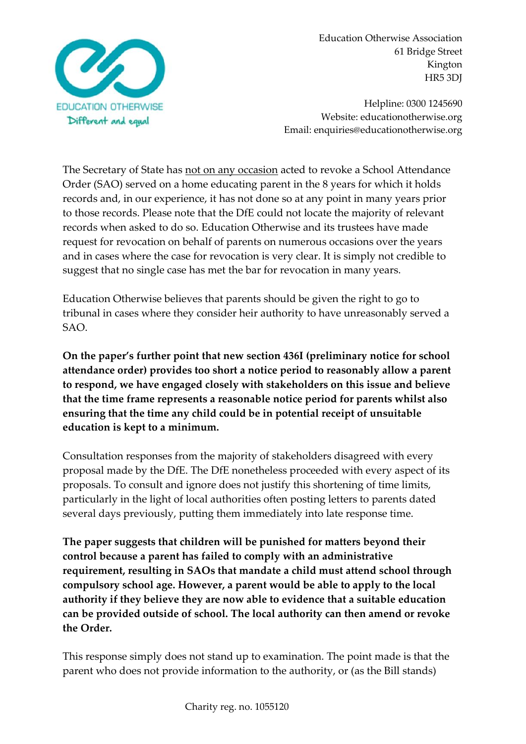Education Otherwise Association
61 Bridge Street
Kington
HR5 3DJ

Helpline: 0300 1245690
Website: educationotherwise.org
Email: enquiries@educationotherwise.org

The Secretary of State has not on any occasion acted to revoke a School Attendance Order (SAO) served on a home educating parent in the 8 years for which it holds records and, in our experience, it has not done so at any point in many years prior to those records. Please note that the DfE could not locate the majority of relevant records when asked to do so. Education Otherwise and its trustees have made request for revocation on behalf of parents on numerous occasions over the years and in cases where the case for revocation is very clear. It is simply not credible to suggest that no single case has met the bar for revocation in many years.

Education Otherwise believes that parents should be given the right to go to tribunal in cases where they consider heir authority to have unreasonably served a SAO.

**On the paper's further point that new section 436I (preliminary notice for school attendance order) provides too short a notice period to reasonably allow a parent to respond, we have engaged closely with stakeholders on this issue and believe that the time frame represents a reasonable notice period for parents whilst also ensuring that the time any child could be in potential receipt of unsuitable education is kept to a minimum.**

Consultation responses from the majority of stakeholders disagreed with every proposal made by the DfE. The DfE nonetheless proceeded with every aspect of its proposals. To consult and ignore does not justify this shortening of time limits, particularly in the light of local authorities often posting letters to parents dated several days previously, putting them immediately into late response time.

**The paper suggests that children will be punished for matters beyond their control because a parent has failed to comply with an administrative requirement, resulting in SAOs that mandate a child must attend school through compulsory school age. However, a parent would be able to apply to the local authority if they believe they are now able to evidence that a suitable education can be provided outside of school. The local authority can then amend or revoke the Order.**

This response simply does not stand up to examination. The point made is that the parent who does not provide information to the authority, or (as the Bill stands)

Charity reg. no. 1055120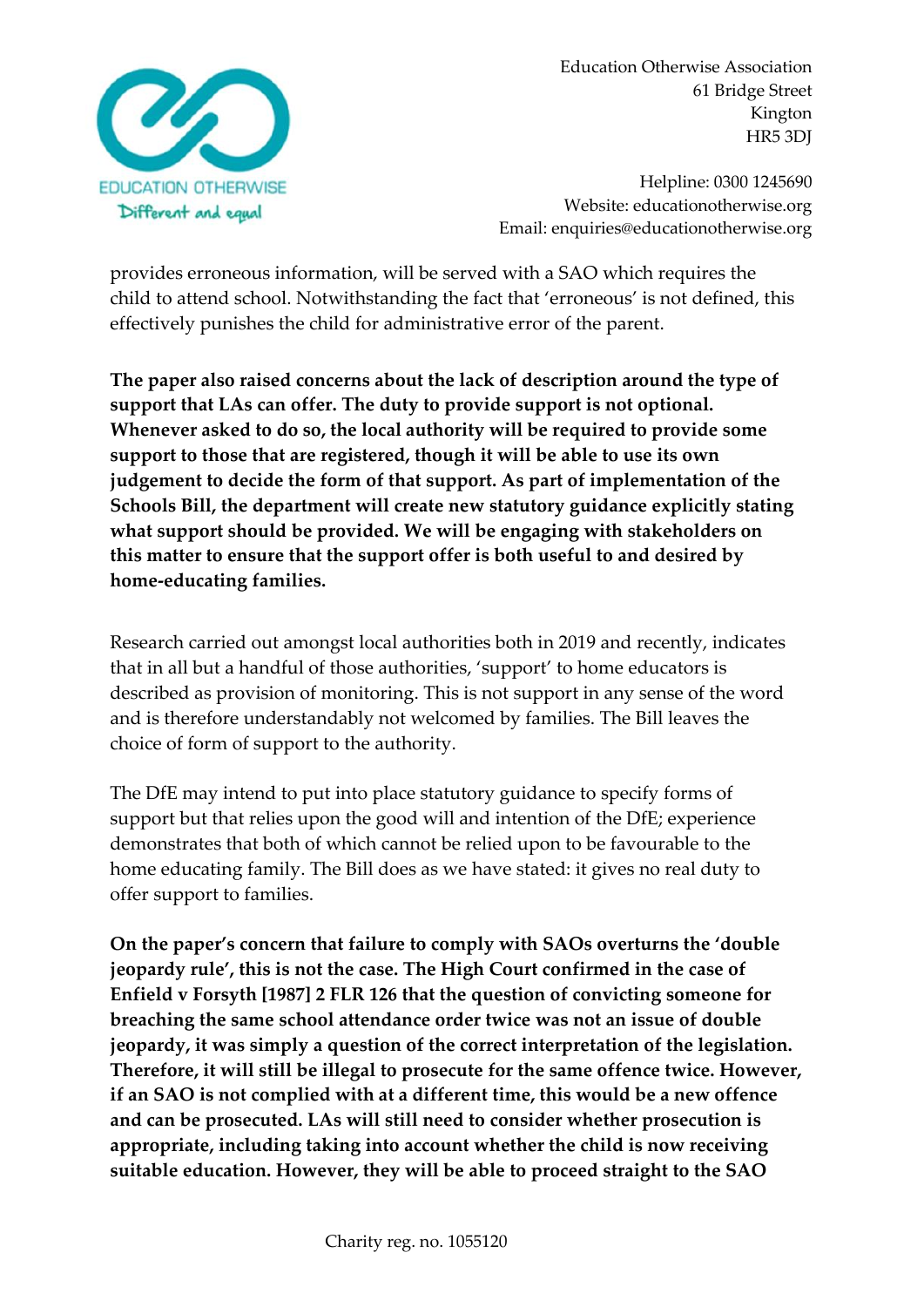provides erroneous information, will be served with a SAO which requires the child to attend school. Notwithstanding the fact that 'erroneous' is not defined, this effectively punishes the child for administrative error of the parent.

**The paper also raised concerns about the lack of description around the type of support that LAs can offer. The duty to provide support is not optional. Whenever asked to do so, the local authority will be required to provide some support to those that are registered, though it will be able to use its own judgement to decide the form of that support. As part of implementation of the Schools Bill, the department will create new statutory guidance explicitly stating what support should be provided. We will be engaging with stakeholders on this matter to ensure that the support offer is both useful to and desired by home-educating families.**

Research carried out amongst local authorities both in 2019 and recently, indicates that in all but a handful of those authorities, 'support' to home educators is described as provision of monitoring. This is not support in any sense of the word and is therefore understandably not welcomed by families. The Bill leaves the choice of form of support to the authority.

The DfE may intend to put into place statutory guidance to specify forms of support but that relies upon the good will and intention of the DfE; experience demonstrates that both of which cannot be relied upon to be favourable to the home educating family. The Bill does as we have stated: it gives no real duty to offer support to families.

**On the paper's concern that failure to comply with SAOs overturns the 'double jeopardy rule', this is not the case. The High Court confirmed in the case of Enfield v Forsyth [1987] 2 FLR 126 that the question of convicting someone for breaching the same school attendance order twice was not an issue of double jeopardy, it was simply a question of the correct interpretation of the legislation. Therefore, it will still be illegal to prosecute for the same offence twice. However, if an SAO is not complied with at a different time, this would be a new offence and can be prosecuted. LAs will still need to consider whether prosecution is appropriate, including taking into account whether the child is now receiving suitable education. However, they will be able to proceed straight to the SAO**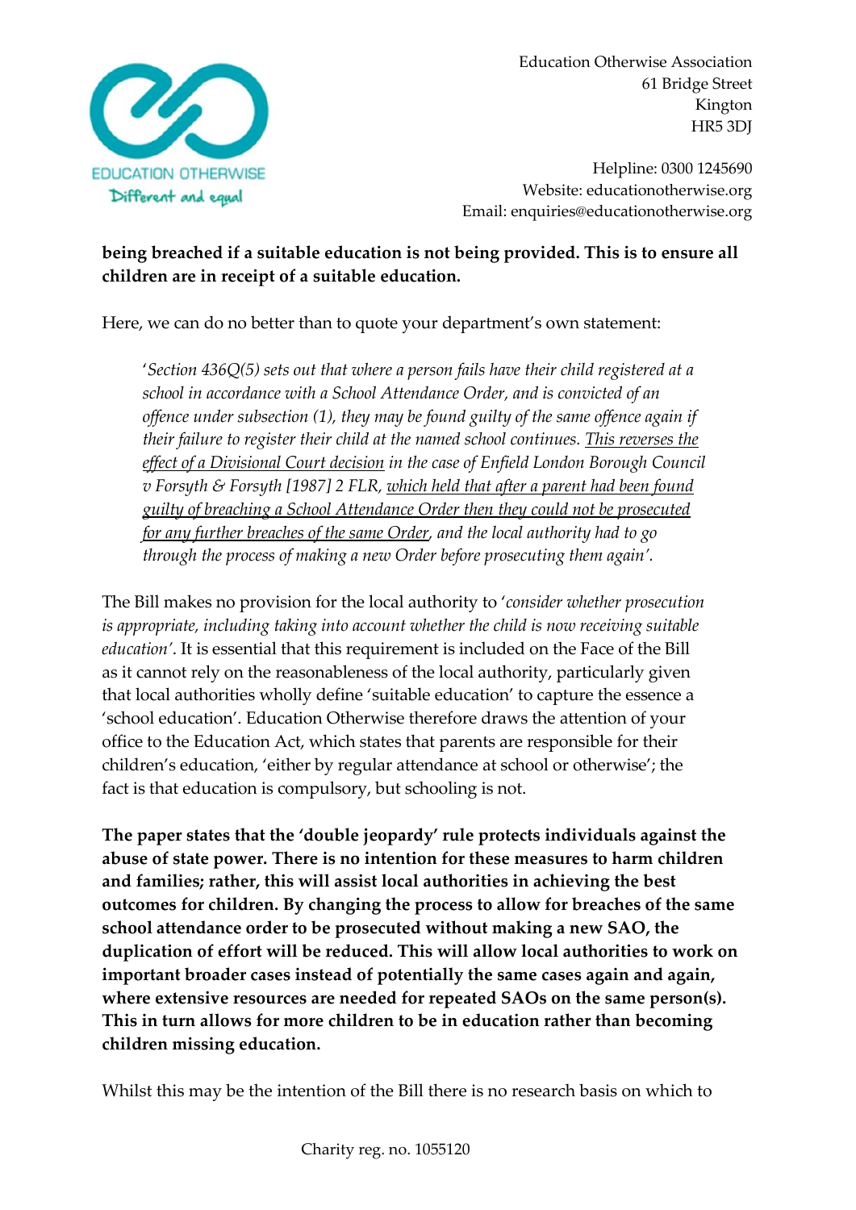**being breached if a suitable education is not being provided. This is to ensure all children are in receipt of a suitable education.**

Here, we can do no better than to quote your department's own statement:

> '*Section 436Q(5) sets out that where a person fails have their child registered at a school in accordance with a School Attendance Order, and is convicted of an offence under subsection (1), they may be found guilty of the same offence again if their failure to register their child at the named school continues. <u>This reverses the effect of a Divisional Court decision</u> in the case of Enfield London Borough Council v Forsyth & Forsyth [1987] 2 FLR, <u>which held that after a parent had been found guilty of breaching a School Attendance Order then they could not be prosecuted for any further breaches of the same Order</u>, and the local authority had to go through the process of making a new Order before prosecuting them again'.*

The Bill makes no provision for the local authority to '*consider whether prosecution is appropriate, including taking into account whether the child is now receiving suitable education'*. It is essential that this requirement is included on the Face of the Bill as it cannot rely on the reasonableness of the local authority, particularly given that local authorities wholly define 'suitable education' to capture the essence a 'school education'. Education Otherwise therefore draws the attention of your office to the Education Act, which states that parents are responsible for their children's education, 'either by regular attendance at school or otherwise'; the fact is that education is compulsory, but schooling is not.

**The paper states that the 'double jeopardy' rule protects individuals against the abuse of state power. There is no intention for these measures to harm children and families; rather, this will assist local authorities in achieving the best outcomes for children. By changing the process to allow for breaches of the same school attendance order to be prosecuted without making a new SAO, the duplication of effort will be reduced. This will allow local authorities to work on important broader cases instead of potentially the same cases again and again, where extensive resources are needed for repeated SAOs on the same person(s). This in turn allows for more children to be in education rather than becoming children missing education.**

Whilst this may be the intention of the Bill there is no research basis on which to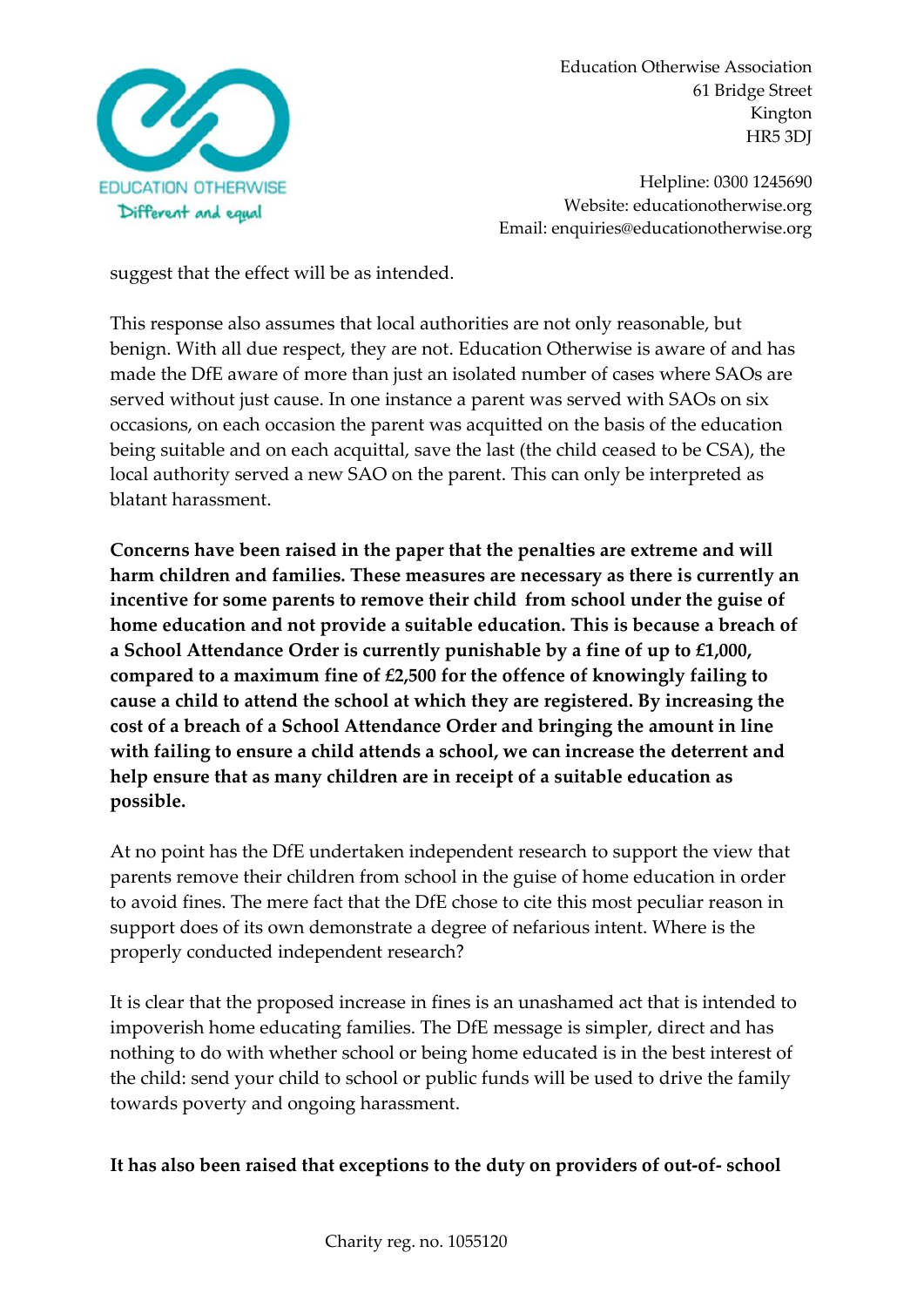suggest that the effect will be as intended.

This response also assumes that local authorities are not only reasonable, but benign. With all due respect, they are not. Education Otherwise is aware of and has made the DfE aware of more than just an isolated number of cases where SAOs are served without just cause. In one instance a parent was served with SAOs on six occasions, on each occasion the parent was acquitted on the basis of the education being suitable and on each acquittal, save the last (the child ceased to be CSA), the local authority served a new SAO on the parent. This can only be interpreted as blatant harassment.

**Concerns have been raised in the paper that the penalties are extreme and will harm children and families. These measures are necessary as there is currently an incentive for some parents to remove their child from school under the guise of home education and not provide a suitable education. This is because a breach of a School Attendance Order is currently punishable by a fine of up to £1,000, compared to a maximum fine of £2,500 for the offence of knowingly failing to cause a child to attend the school at which they are registered. By increasing the cost of a breach of a School Attendance Order and bringing the amount in line with failing to ensure a child attends a school, we can increase the deterrent and help ensure that as many children are in receipt of a suitable education as possible.**

At no point has the DfE undertaken independent research to support the view that parents remove their children from school in the guise of home education in order to avoid fines. The mere fact that the DfE chose to cite this most peculiar reason in support does of its own demonstrate a degree of nefarious intent. Where is the properly conducted independent research?

It is clear that the proposed increase in fines is an unashamed act that is intended to impoverish home educating families. The DfE message is simpler, direct and has nothing to do with whether school or being home educated is in the best interest of the child: send your child to school or public funds will be used to drive the family towards poverty and ongoing harassment.

**It has also been raised that exceptions to the duty on providers of out-of- school**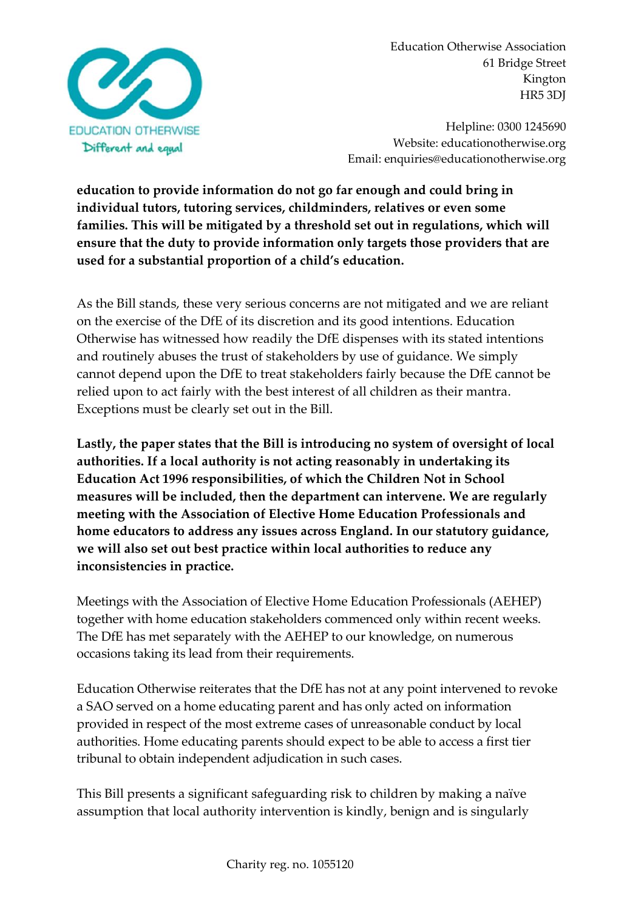**education to provide information do not go far enough and could bring in individual tutors, tutoring services, childminders, relatives or even some families. This will be mitigated by a threshold set out in regulations, which will ensure that the duty to provide information only targets those providers that are used for a substantial proportion of a child's education.**

As the Bill stands, these very serious concerns are not mitigated and we are reliant on the exercise of the DfE of its discretion and its good intentions. Education Otherwise has witnessed how readily the DfE dispenses with its stated intentions and routinely abuses the trust of stakeholders by use of guidance. We simply cannot depend upon the DfE to treat stakeholders fairly because the DfE cannot be relied upon to act fairly with the best interest of all children as their mantra. Exceptions must be clearly set out in the Bill.

**Lastly, the paper states that the Bill is introducing no system of oversight of local authorities. If a local authority is not acting reasonably in undertaking its Education Act 1996 responsibilities, of which the Children Not in School measures will be included, then the department can intervene. We are regularly meeting with the Association of Elective Home Education Professionals and home educators to address any issues across England. In our statutory guidance, we will also set out best practice within local authorities to reduce any inconsistencies in practice.**

Meetings with the Association of Elective Home Education Professionals (AEHEP) together with home education stakeholders commenced only within recent weeks. The DfE has met separately with the AEHEP to our knowledge, on numerous occasions taking its lead from their requirements.

Education Otherwise reiterates that the DfE has not at any point intervened to revoke a SAO served on a home educating parent and has only acted on information provided in respect of the most extreme cases of unreasonable conduct by local authorities. Home educating parents should expect to be able to access a first tier tribunal to obtain independent adjudication in such cases.

This Bill presents a significant safeguarding risk to children by making a naïve assumption that local authority intervention is kindly, benign and is singularly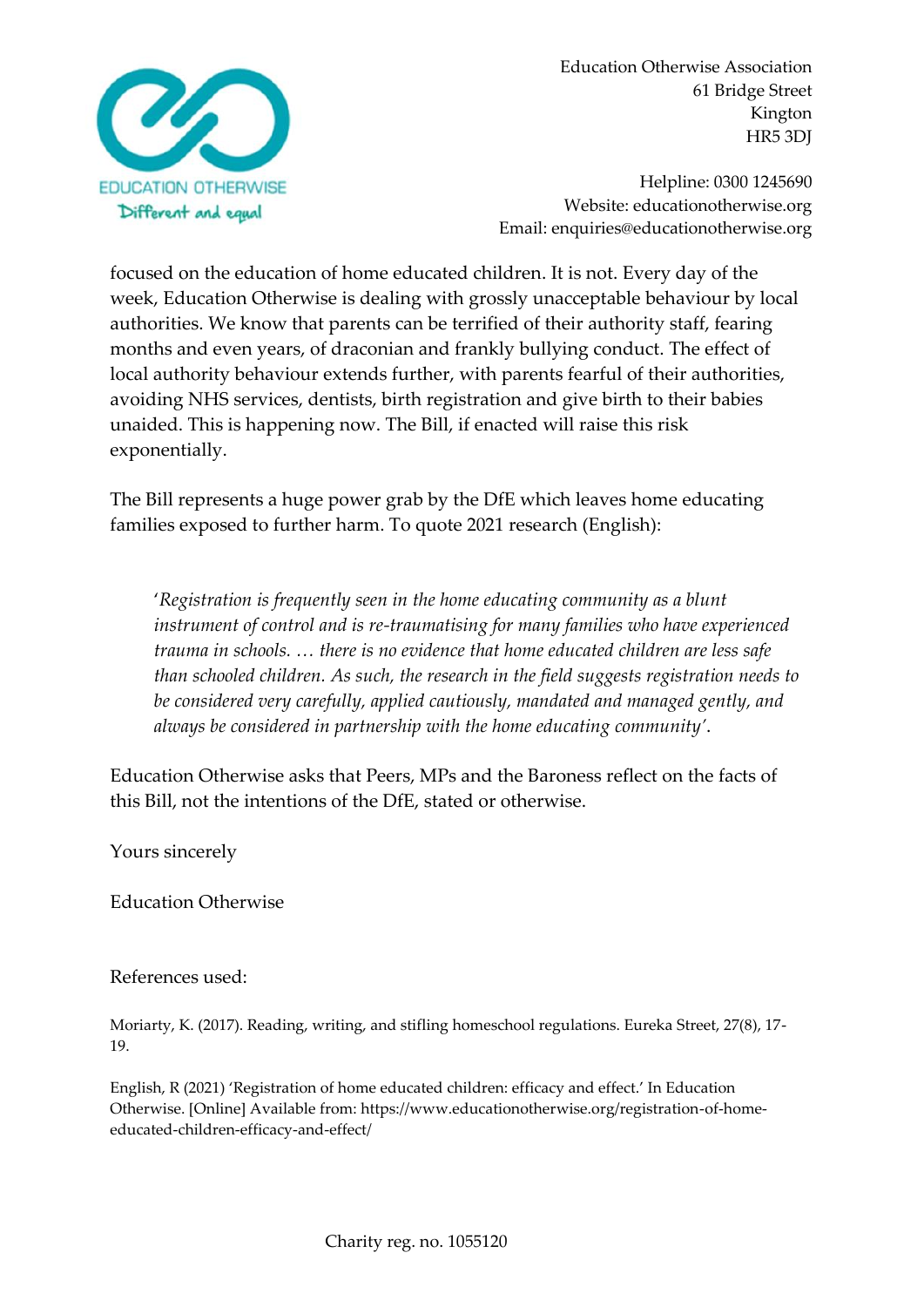Education Otherwise Association
61 Bridge Street
Kington
HR5 3DJ

Helpline: 0300 1245690
Website: educationotherwise.org
Email: enquiries@educationotherwise.org

focused on the education of home educated children. It is not. Every day of the week, Education Otherwise is dealing with grossly unacceptable behaviour by local authorities. We know that parents can be terrified of their authority staff, fearing months and even years, of draconian and frankly bullying conduct. The effect of local authority behaviour extends further, with parents fearful of their authorities, avoiding NHS services, dentists, birth registration and give birth to their babies unaided. This is happening now. The Bill, if enacted will raise this risk exponentially.

The Bill represents a huge power grab by the DfE which leaves home educating families exposed to further harm. To quote 2021 research (English):

> '*Registration is frequently seen in the home educating community as a blunt instrument of control and is re-traumatising for many families who have experienced trauma in schools. … there is no evidence that home educated children are less safe than schooled children. As such, the research in the field suggests registration needs to be considered very carefully, applied cautiously, mandated and managed gently, and always be considered in partnership with the home educating community*'.

Education Otherwise asks that Peers, MPs and the Baroness reflect on the facts of this Bill, not the intentions of the DfE, stated or otherwise.

Yours sincerely

Education Otherwise

References used:

Moriarty, K. (2017). Reading, writing, and stifling homeschool regulations. Eureka Street, 27(8), 17-19.

English, R (2021) 'Registration of home educated children: efficacy and effect.' In Education Otherwise. [Online] Available from: https://www.educationotherwise.org/registration-of-home-educated-children-efficacy-and-effect/

Charity reg. no. 1055120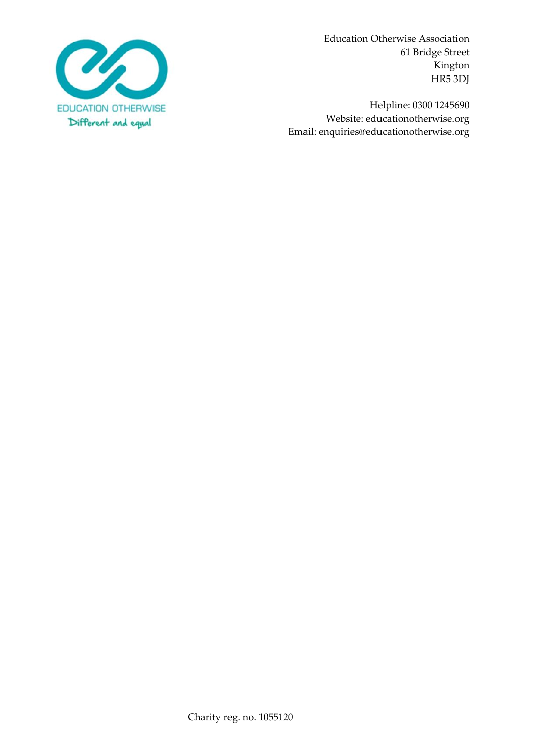EDUCATION OTHERWISE

Different and equal

Education Otherwise Association
61 Bridge Street
Kington
HR5 3DJ

Helpline: 0300 1245690
Website: educationotherwise.org
Email: enquiries@educationotherwise.org

Charity reg. no. 1055120